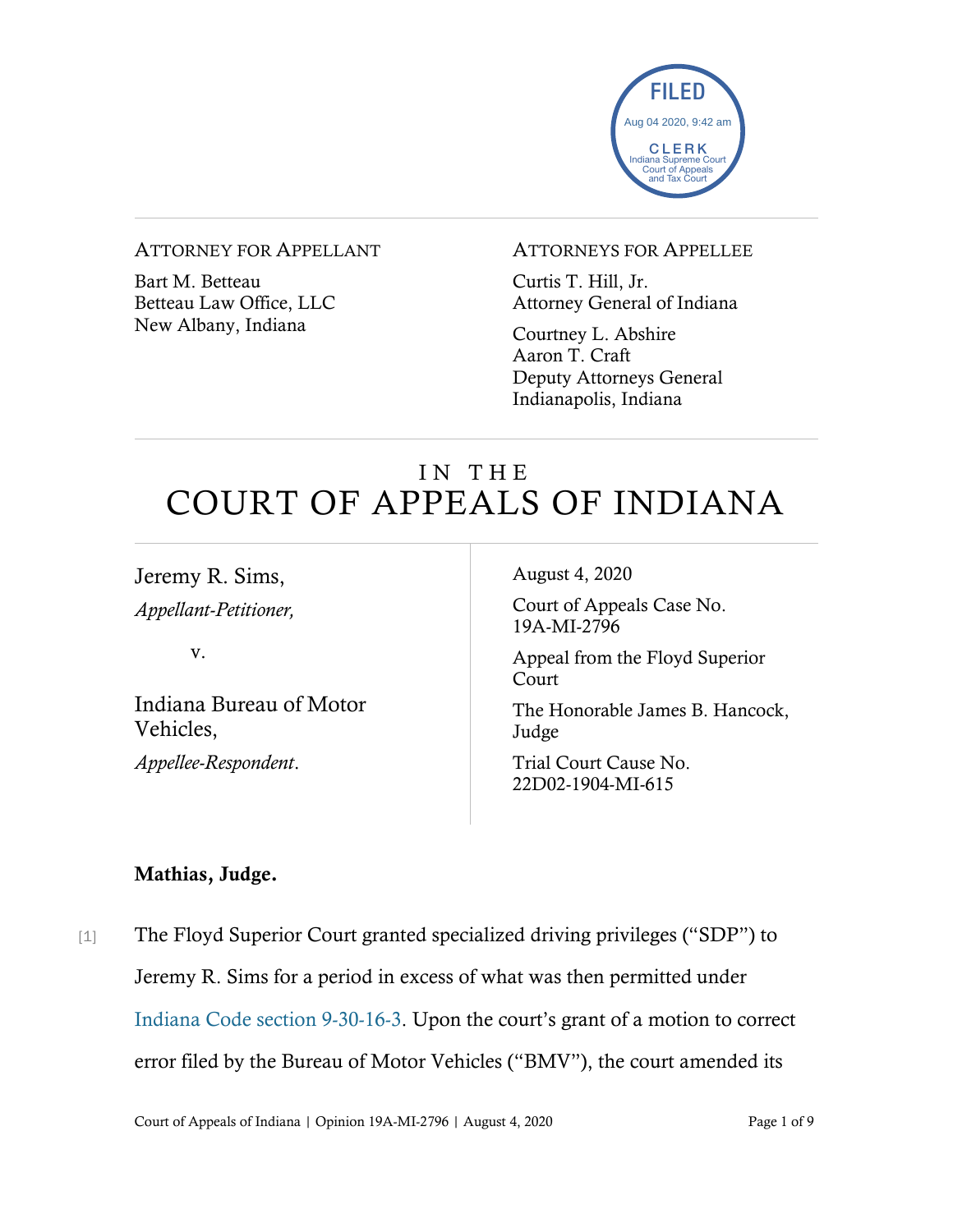FILED
Aug 04 2020, 9:42 am
CLERK
Indiana Supreme Court
Court of Appeals
and Tax Court

ATTORNEY FOR APPELLANT

Bart M. Betteau
Betteau Law Office, LLC
New Albany, Indiana

ATTORNEYS FOR APPELLEE

Curtis T. Hill, Jr.
Attorney General of Indiana

Courtney L. Abshire
Aaron T. Craft
Deputy Attorneys General
Indianapolis, Indiana

# IN THE COURT OF APPEALS OF INDIANA

Jeremy R. Sims,
*Appellant-Petitioner,*

v.

Indiana Bureau of Motor Vehicles,
*Appellee-Respondent*.

August 4, 2020

Court of Appeals Case No. 19A-MI-2796

Appeal from the Floyd Superior Court

The Honorable James B. Hancock, Judge

Trial Court Cause No. 22D02-1904-MI-615

**Mathias, Judge.**

[1] The Floyd Superior Court granted specialized driving privileges ("SDP") to Jeremy R. Sims for a period in excess of what was then permitted under Indiana Code section 9-30-16-3. Upon the court's grant of a motion to correct error filed by the Bureau of Motor Vehicles ("BMV"), the court amended its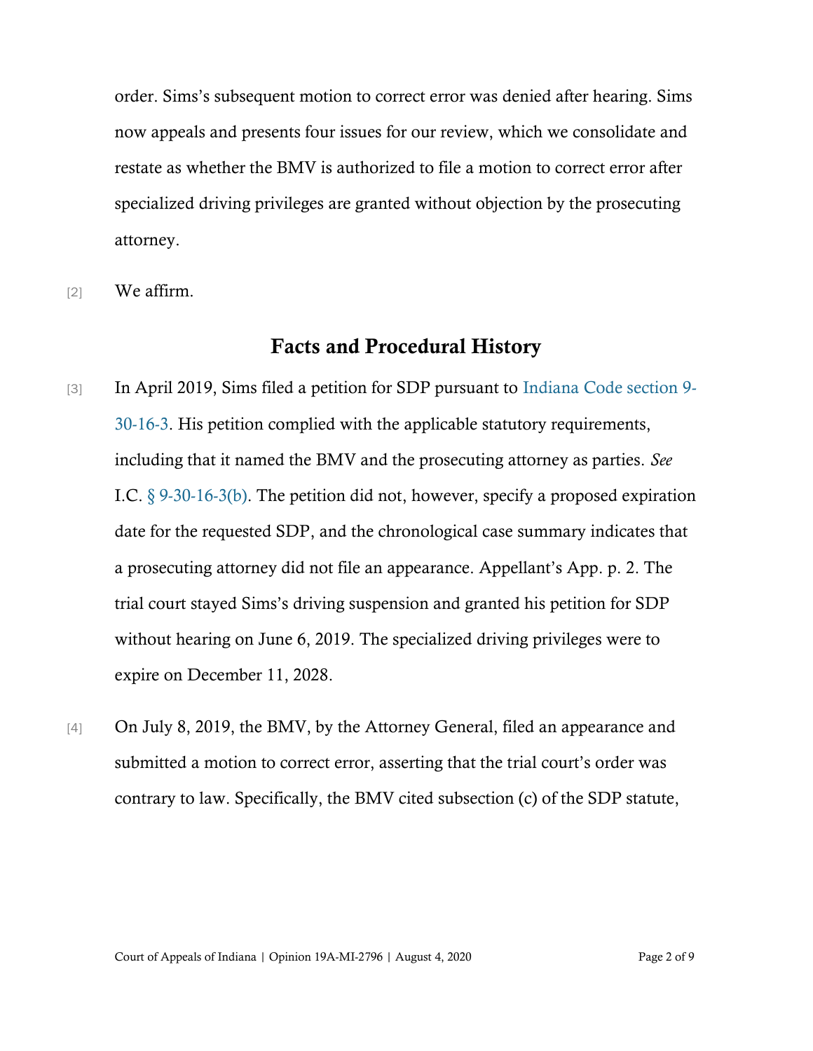order. Sims's subsequent motion to correct error was denied after hearing. Sims now appeals and presents four issues for our review, which we consolidate and restate as whether the BMV is authorized to file a motion to correct error after specialized driving privileges are granted without objection by the prosecuting attorney.

[2] We affirm.

## Facts and Procedural History

[3] In April 2019, Sims filed a petition for SDP pursuant to Indiana Code section 9-30-16-3. His petition complied with the applicable statutory requirements, including that it named the BMV and the prosecuting attorney as parties. *See* I.C. § 9-30-16-3(b). The petition did not, however, specify a proposed expiration date for the requested SDP, and the chronological case summary indicates that a prosecuting attorney did not file an appearance. Appellant's App. p. 2. The trial court stayed Sims's driving suspension and granted his petition for SDP without hearing on June 6, 2019. The specialized driving privileges were to expire on December 11, 2028.

[4] On July 8, 2019, the BMV, by the Attorney General, filed an appearance and submitted a motion to correct error, asserting that the trial court's order was contrary to law. Specifically, the BMV cited subsection (c) of the SDP statute,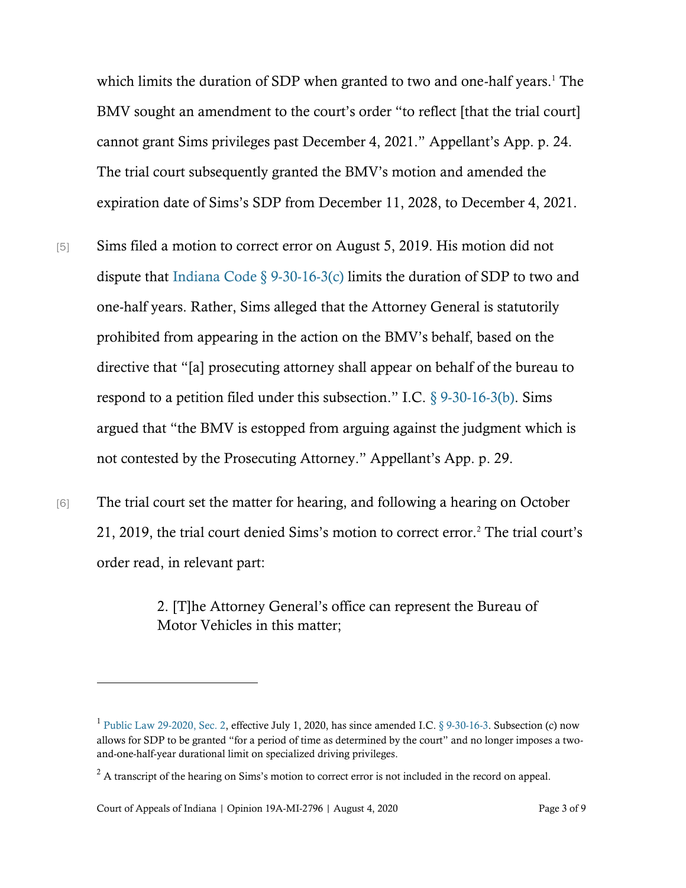which limits the duration of SDP when granted to two and one-half years.[1] The BMV sought an amendment to the court's order "to reflect [that the trial court] cannot grant Sims privileges past December 4, 2021." Appellant's App. p. 24. The trial court subsequently granted the BMV's motion and amended the expiration date of Sims's SDP from December 11, 2028, to December 4, 2021.

[5] Sims filed a motion to correct error on August 5, 2019. His motion did not dispute that Indiana Code § 9-30-16-3(c) limits the duration of SDP to two and one-half years. Rather, Sims alleged that the Attorney General is statutorily prohibited from appearing in the action on the BMV's behalf, based on the directive that "[a] prosecuting attorney shall appear on behalf of the bureau to respond to a petition filed under this subsection." I.C. § 9-30-16-3(b). Sims argued that "the BMV is estopped from arguing against the judgment which is not contested by the Prosecuting Attorney." Appellant's App. p. 29.

[6] The trial court set the matter for hearing, and following a hearing on October 21, 2019, the trial court denied Sims's motion to correct error.[2] The trial court's order read, in relevant part:

> 2. [T]he Attorney General's office can represent the Bureau of Motor Vehicles in this matter;

---

[1] Public Law 29-2020, Sec. 2, effective July 1, 2020, has since amended I.C. § 9-30-16-3. Subsection (c) now allows for SDP to be granted "for a period of time as determined by the court" and no longer imposes a two-and-one-half-year durational limit on specialized driving privileges.

[2] A transcript of the hearing on Sims's motion to correct error is not included in the record on appeal.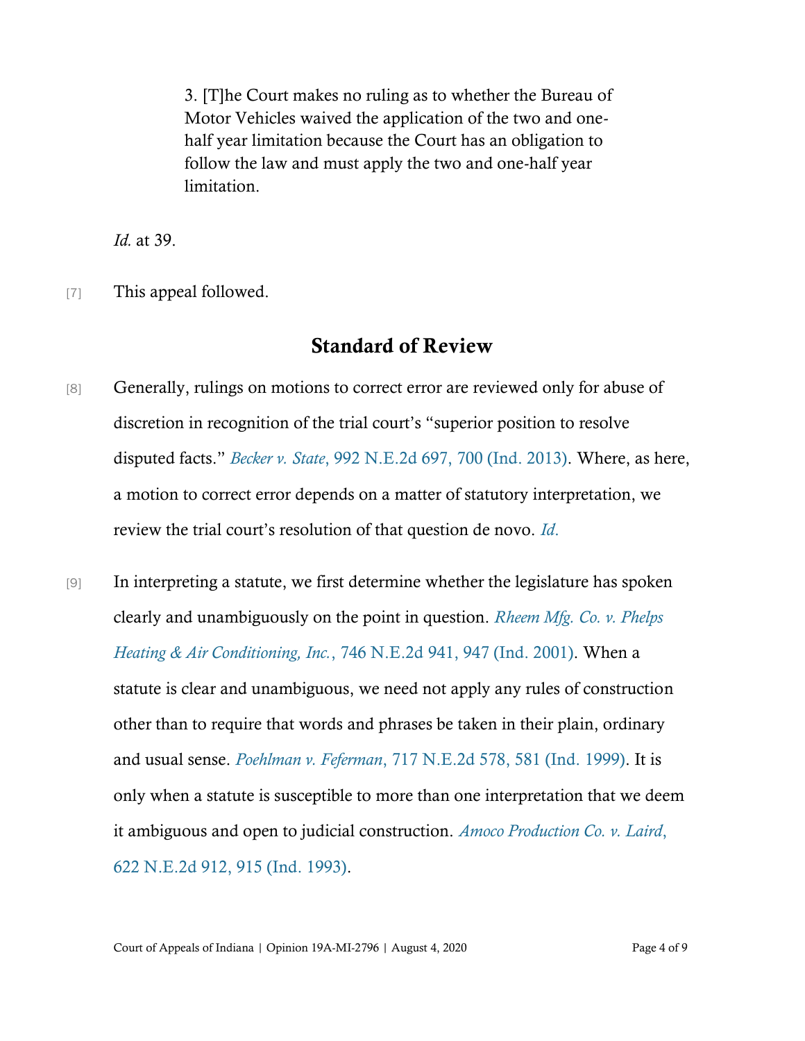> 3. [T]he Court makes no ruling as to whether the Bureau of Motor Vehicles waived the application of the two and one-half year limitation because the Court has an obligation to follow the law and must apply the two and one-half year limitation.

*Id.* at 39.

[7] This appeal followed.

## Standard of Review

[8] Generally, rulings on motions to correct error are reviewed only for abuse of discretion in recognition of the trial court's "superior position to resolve disputed facts." *Becker v. State*, 992 N.E.2d 697, 700 (Ind. 2013). Where, as here, a motion to correct error depends on a matter of statutory interpretation, we review the trial court's resolution of that question de novo. *Id.*

[9] In interpreting a statute, we first determine whether the legislature has spoken clearly and unambiguously on the point in question. *Rheem Mfg. Co. v. Phelps Heating & Air Conditioning, Inc.*, 746 N.E.2d 941, 947 (Ind. 2001). When a statute is clear and unambiguous, we need not apply any rules of construction other than to require that words and phrases be taken in their plain, ordinary and usual sense. *Poehlman v. Feferman*, 717 N.E.2d 578, 581 (Ind. 1999). It is only when a statute is susceptible to more than one interpretation that we deem it ambiguous and open to judicial construction. *Amoco Production Co. v. Laird*, 622 N.E.2d 912, 915 (Ind. 1993).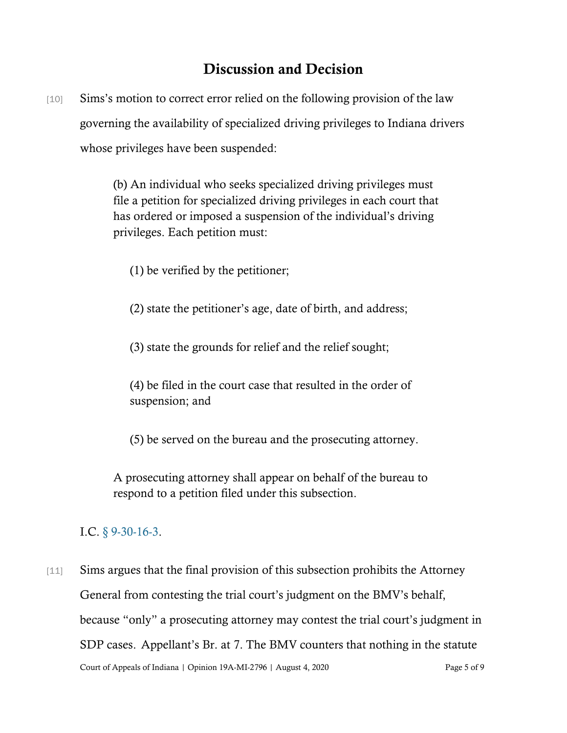# Discussion and Decision

[10] Sims's motion to correct error relied on the following provision of the law governing the availability of specialized driving privileges to Indiana drivers whose privileges have been suspended:

> (b) An individual who seeks specialized driving privileges must file a petition for specialized driving privileges in each court that has ordered or imposed a suspension of the individual's driving privileges. Each petition must:
>
> (1) be verified by the petitioner;
>
> (2) state the petitioner's age, date of birth, and address;
>
> (3) state the grounds for relief and the relief sought;
>
> (4) be filed in the court case that resulted in the order of suspension; and
>
> (5) be served on the bureau and the prosecuting attorney.
>
> A prosecuting attorney shall appear on behalf of the bureau to respond to a petition filed under this subsection.

I.C. § 9-30-16-3.

[11] Sims argues that the final provision of this subsection prohibits the Attorney General from contesting the trial court's judgment on the BMV's behalf, because "only" a prosecuting attorney may contest the trial court's judgment in SDP cases. Appellant's Br. at 7. The BMV counters that nothing in the statute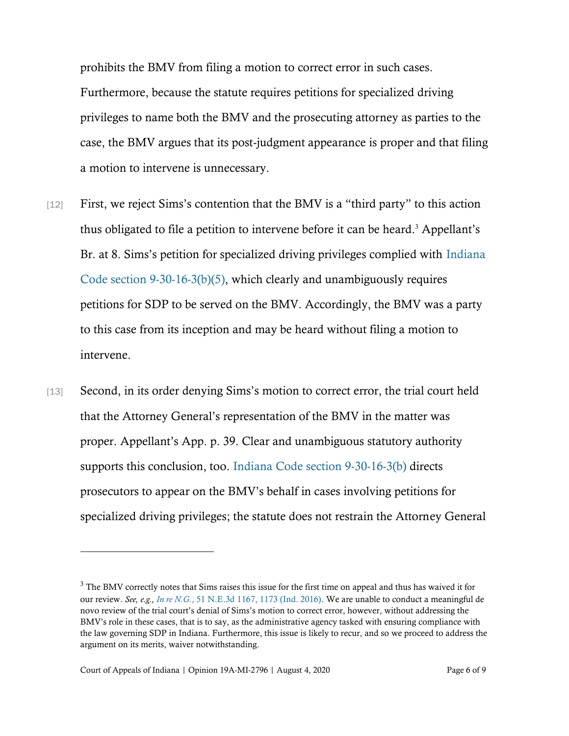prohibits the BMV from filing a motion to correct error in such cases. Furthermore, because the statute requires petitions for specialized driving privileges to name both the BMV and the prosecuting attorney as parties to the case, the BMV argues that its post-judgment appearance is proper and that filing a motion to intervene is unnecessary.

[12] First, we reject Sims's contention that the BMV is a "third party" to this action thus obligated to file a petition to intervene before it can be heard.[3] Appellant's Br. at 8. Sims's petition for specialized driving privileges complied with Indiana Code section 9-30-16-3(b)(5), which clearly and unambiguously requires petitions for SDP to be served on the BMV. Accordingly, the BMV was a party to this case from its inception and may be heard without filing a motion to intervene.

[13] Second, in its order denying Sims's motion to correct error, the trial court held that the Attorney General's representation of the BMV in the matter was proper. Appellant's App. p. 39. Clear and unambiguous statutory authority supports this conclusion, too. Indiana Code section 9-30-16-3(b) directs prosecutors to appear on the BMV's behalf in cases involving petitions for specialized driving privileges; the statute does not restrain the Attorney General

---

[3] The BMV correctly notes that Sims raises this issue for the first time on appeal and thus has waived it for our review. *See, e.g., In re N.G.*, 51 N.E.3d 1167, 1173 (Ind. 2016). We are unable to conduct a meaningful de novo review of the trial court's denial of Sims's motion to correct error, however, without addressing the BMV's role in these cases, that is to say, as the administrative agency tasked with ensuring compliance with the law governing SDP in Indiana. Furthermore, this issue is likely to recur, and so we proceed to address the argument on its merits, waiver notwithstanding.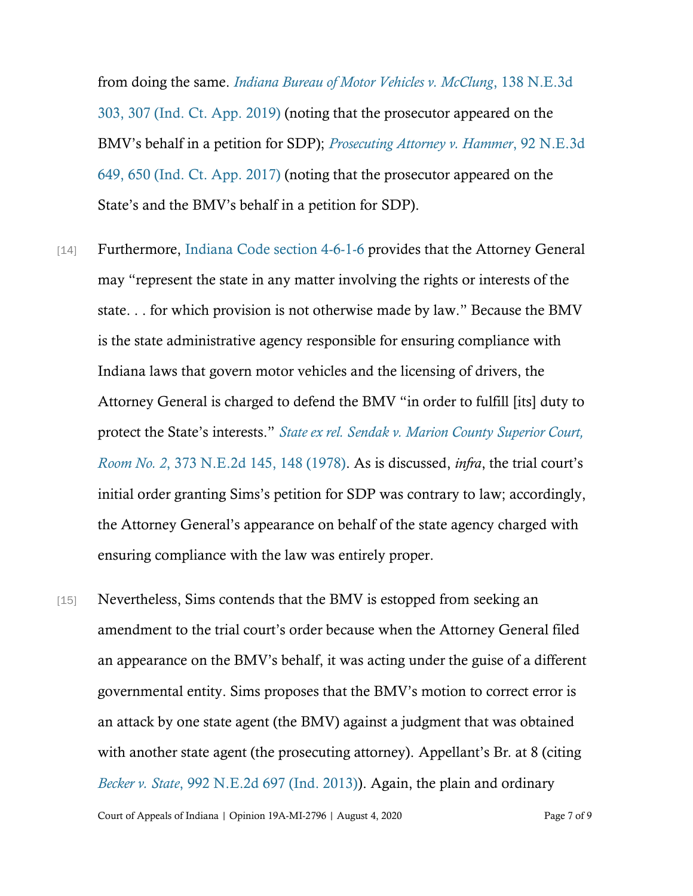from doing the same. *Indiana Bureau of Motor Vehicles v. McClung*, 138 N.E.3d 303, 307 (Ind. Ct. App. 2019) (noting that the prosecutor appeared on the BMV's behalf in a petition for SDP); *Prosecuting Attorney v. Hammer*, 92 N.E.3d 649, 650 (Ind. Ct. App. 2017) (noting that the prosecutor appeared on the State's and the BMV's behalf in a petition for SDP).

[14] Furthermore, Indiana Code section 4-6-1-6 provides that the Attorney General may "represent the state in any matter involving the rights or interests of the state. . . for which provision is not otherwise made by law." Because the BMV is the state administrative agency responsible for ensuring compliance with Indiana laws that govern motor vehicles and the licensing of drivers, the Attorney General is charged to defend the BMV "in order to fulfill [its] duty to protect the State's interests." *State ex rel. Sendak v. Marion County Superior Court, Room No. 2*, 373 N.E.2d 145, 148 (1978). As is discussed, *infra*, the trial court's initial order granting Sims's petition for SDP was contrary to law; accordingly, the Attorney General's appearance on behalf of the state agency charged with ensuring compliance with the law was entirely proper.

[15] Nevertheless, Sims contends that the BMV is estopped from seeking an amendment to the trial court's order because when the Attorney General filed an appearance on the BMV's behalf, it was acting under the guise of a different governmental entity. Sims proposes that the BMV's motion to correct error is an attack by one state agent (the BMV) against a judgment that was obtained with another state agent (the prosecuting attorney). Appellant's Br. at 8 (citing *Becker v. State*, 992 N.E.2d 697 (Ind. 2013)). Again, the plain and ordinary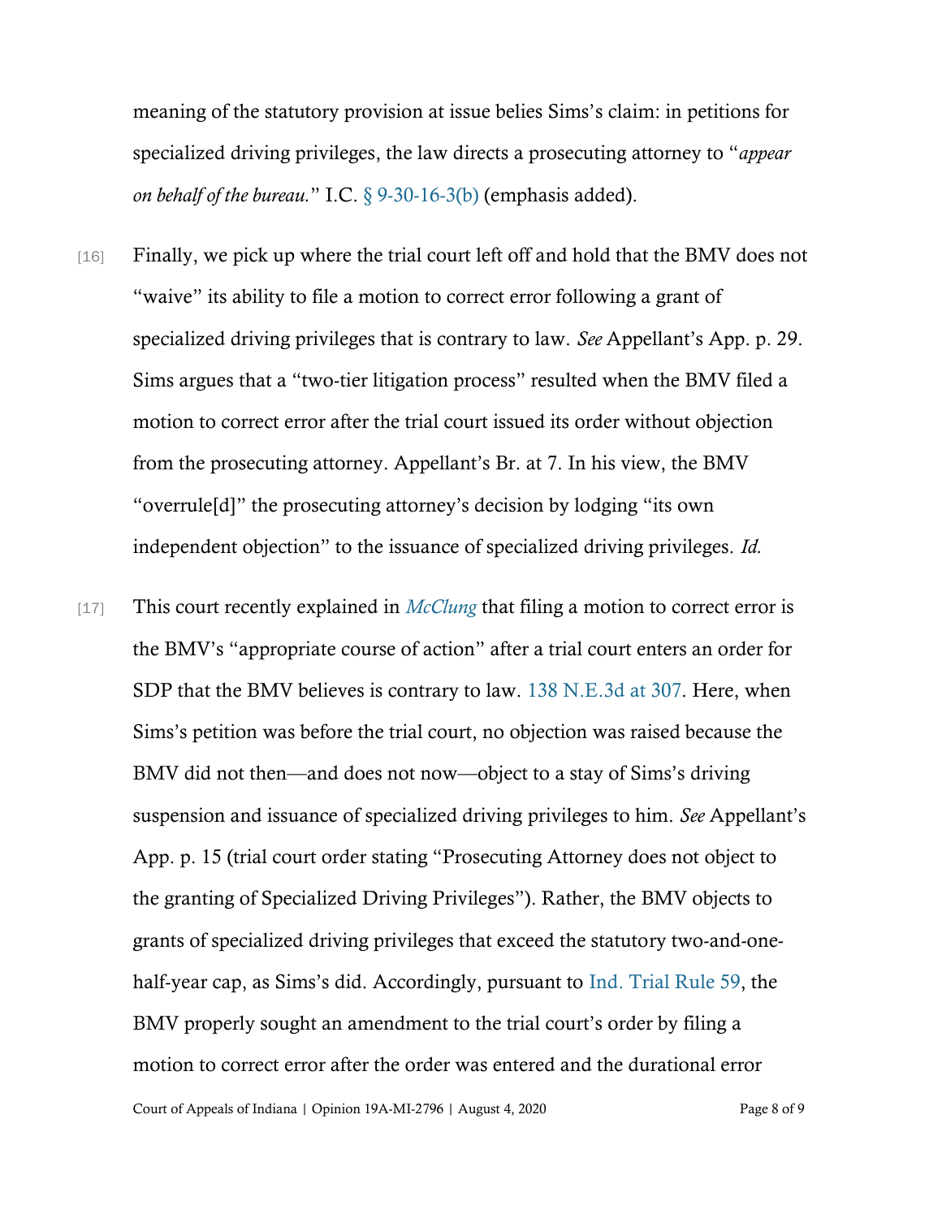meaning of the statutory provision at issue belies Sims's claim: in petitions for specialized driving privileges, the law directs a prosecuting attorney to "*appear on behalf of the bureau.*" I.C. § 9-30-16-3(b) (emphasis added).

[16] Finally, we pick up where the trial court left off and hold that the BMV does not "waive" its ability to file a motion to correct error following a grant of specialized driving privileges that is contrary to law. *See* Appellant's App. p. 29. Sims argues that a "two-tier litigation process" resulted when the BMV filed a motion to correct error after the trial court issued its order without objection from the prosecuting attorney. Appellant's Br. at 7. In his view, the BMV "overrule[d]" the prosecuting attorney's decision by lodging "its own independent objection" to the issuance of specialized driving privileges. *Id.*

[17] This court recently explained in *McClung* that filing a motion to correct error is the BMV's "appropriate course of action" after a trial court enters an order for SDP that the BMV believes is contrary to law. 138 N.E.3d at 307. Here, when Sims's petition was before the trial court, no objection was raised because the BMV did not then—and does not now—object to a stay of Sims's driving suspension and issuance of specialized driving privileges to him. *See* Appellant's App. p. 15 (trial court order stating "Prosecuting Attorney does not object to the granting of Specialized Driving Privileges"). Rather, the BMV objects to grants of specialized driving privileges that exceed the statutory two-and-one-half-year cap, as Sims's did. Accordingly, pursuant to Ind. Trial Rule 59, the BMV properly sought an amendment to the trial court's order by filing a motion to correct error after the order was entered and the durational error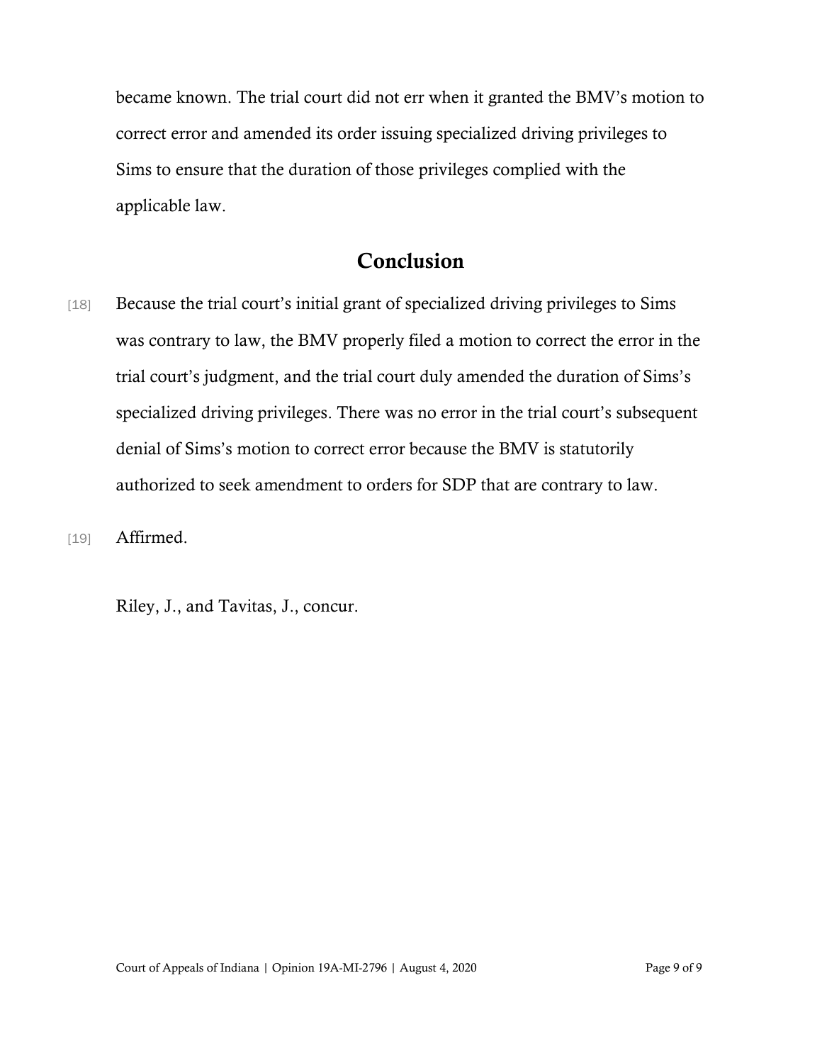became known. The trial court did not err when it granted the BMV's motion to correct error and amended its order issuing specialized driving privileges to Sims to ensure that the duration of those privileges complied with the applicable law.

## Conclusion

[18] Because the trial court's initial grant of specialized driving privileges to Sims was contrary to law, the BMV properly filed a motion to correct the error in the trial court's judgment, and the trial court duly amended the duration of Sims's specialized driving privileges. There was no error in the trial court's subsequent denial of Sims's motion to correct error because the BMV is statutorily authorized to seek amendment to orders for SDP that are contrary to law.

[19] Affirmed.

Riley, J., and Tavitas, J., concur.